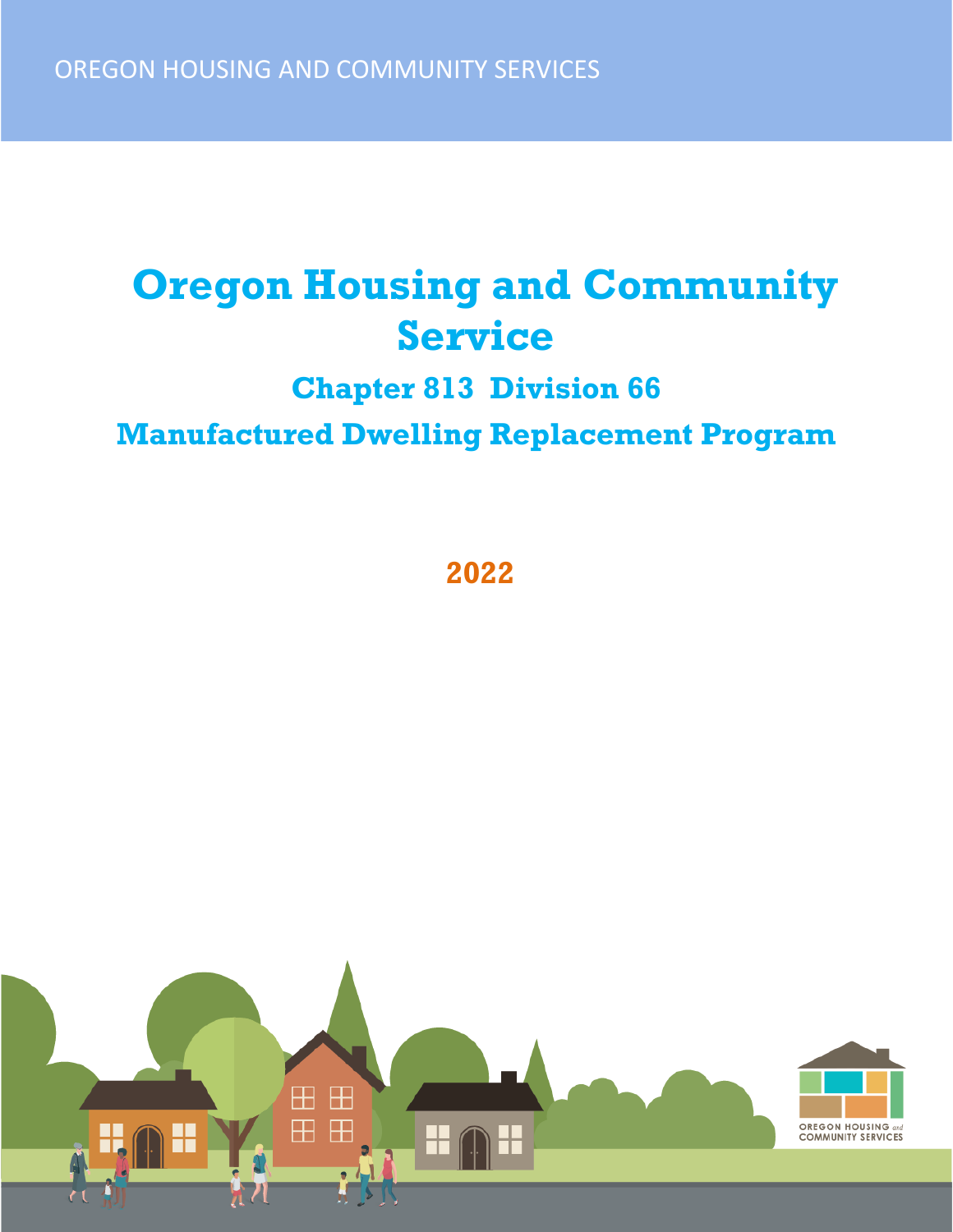OREGON HOUSING AND COMMUNITY SERVICES

# Oregon Housing and Community Service

## Chapter 813 Division 66

## Manufactured Dwelling Replacement Program

**2022**

OREGON HOUSING and COMMUNITY SERVICES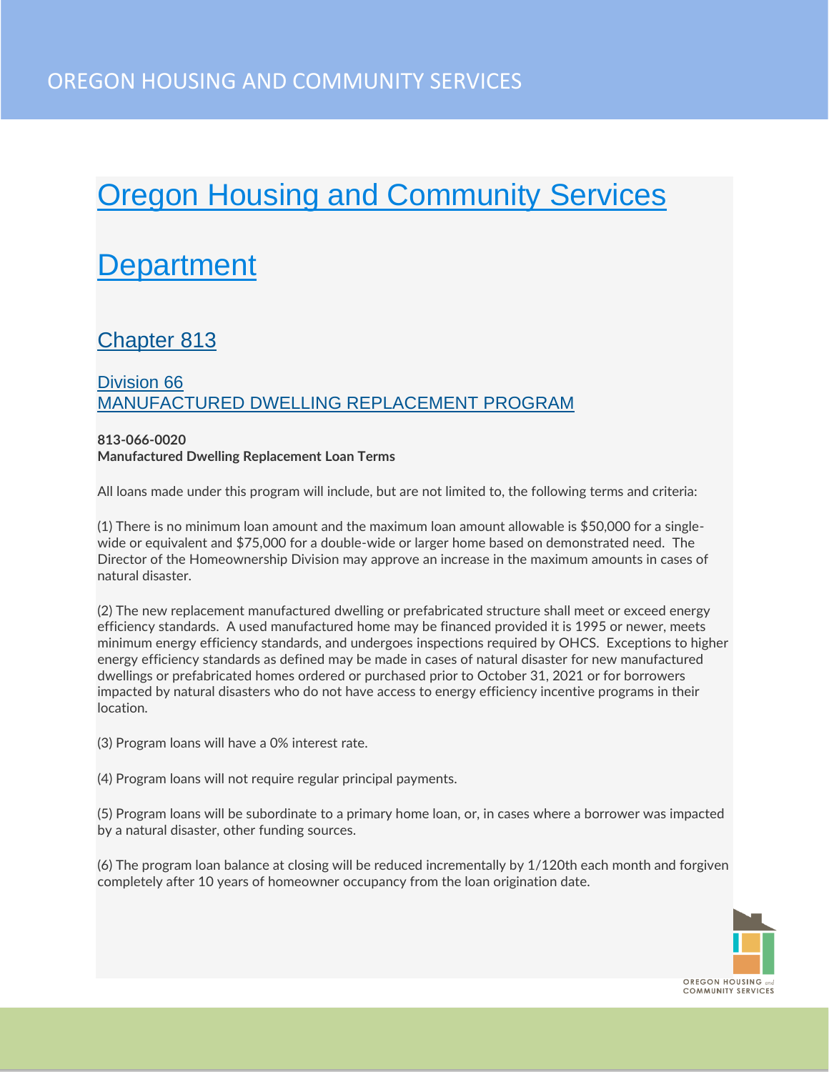# Oregon Housing and Community Services Department

## Chapter 813

### Division 66
### MANUFACTURED DWELLING REPLACEMENT PROGRAM

**813-066-0020**
**Manufactured Dwelling Replacement Loan Terms**

All loans made under this program will include, but are not limited to, the following terms and criteria:

(1) There is no minimum loan amount and the maximum loan amount allowable is $50,000 for a single-wide or equivalent and $75,000 for a double-wide or larger home based on demonstrated need. The Director of the Homeownership Division may approve an increase in the maximum amounts in cases of natural disaster.

(2) The new replacement manufactured dwelling or prefabricated structure shall meet or exceed energy efficiency standards. A used manufactured home may be financed provided it is 1995 or newer, meets minimum energy efficiency standards, and undergoes inspections required by OHCS. Exceptions to higher energy efficiency standards as defined may be made in cases of natural disaster for new manufactured dwellings or prefabricated homes ordered or purchased prior to October 31, 2021 or for borrowers impacted by natural disasters who do not have access to energy efficiency incentive programs in their location.

(3) Program loans will have a 0% interest rate.

(4) Program loans will not require regular principal payments.

(5) Program loans will be subordinate to a primary home loan, or, in cases where a borrower was impacted by a natural disaster, other funding sources.

(6) The program loan balance at closing will be reduced incrementally by 1/120th each month and forgiven completely after 10 years of homeowner occupancy from the loan origination date.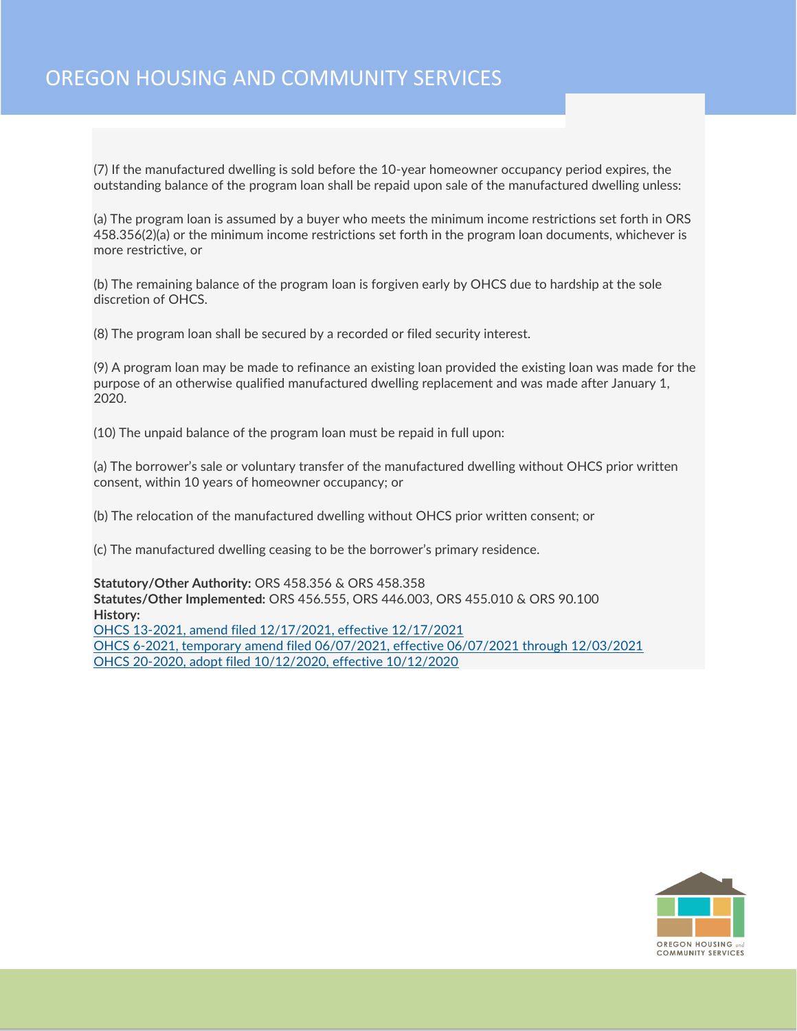(7) If the manufactured dwelling is sold before the 10-year homeowner occupancy period expires, the outstanding balance of the program loan shall be repaid upon sale of the manufactured dwelling unless:

(a) The program loan is assumed by a buyer who meets the minimum income restrictions set forth in ORS 458.356(2)(a) or the minimum income restrictions set forth in the program loan documents, whichever is more restrictive, or

(b) The remaining balance of the program loan is forgiven early by OHCS due to hardship at the sole discretion of OHCS.

(8) The program loan shall be secured by a recorded or filed security interest.

(9) A program loan may be made to refinance an existing loan provided the existing loan was made for the purpose of an otherwise qualified manufactured dwelling replacement and was made after January 1, 2020.

(10) The unpaid balance of the program loan must be repaid in full upon:

(a) The borrower's sale or voluntary transfer of the manufactured dwelling without OHCS prior written consent, within 10 years of homeowner occupancy; or

(b) The relocation of the manufactured dwelling without OHCS prior written consent; or

(c) The manufactured dwelling ceasing to be the borrower's primary residence.

**Statutory/Other Authority:** ORS 458.356 & ORS 458.358
**Statutes/Other Implemented:** ORS 456.555, ORS 446.003, ORS 455.010 & ORS 90.100
**History:**
OHCS 13-2021, amend filed 12/17/2021, effective 12/17/2021
OHCS 6-2021, temporary amend filed 06/07/2021, effective 06/07/2021 through 12/03/2021
OHCS 20-2020, adopt filed 10/12/2020, effective 10/12/2020